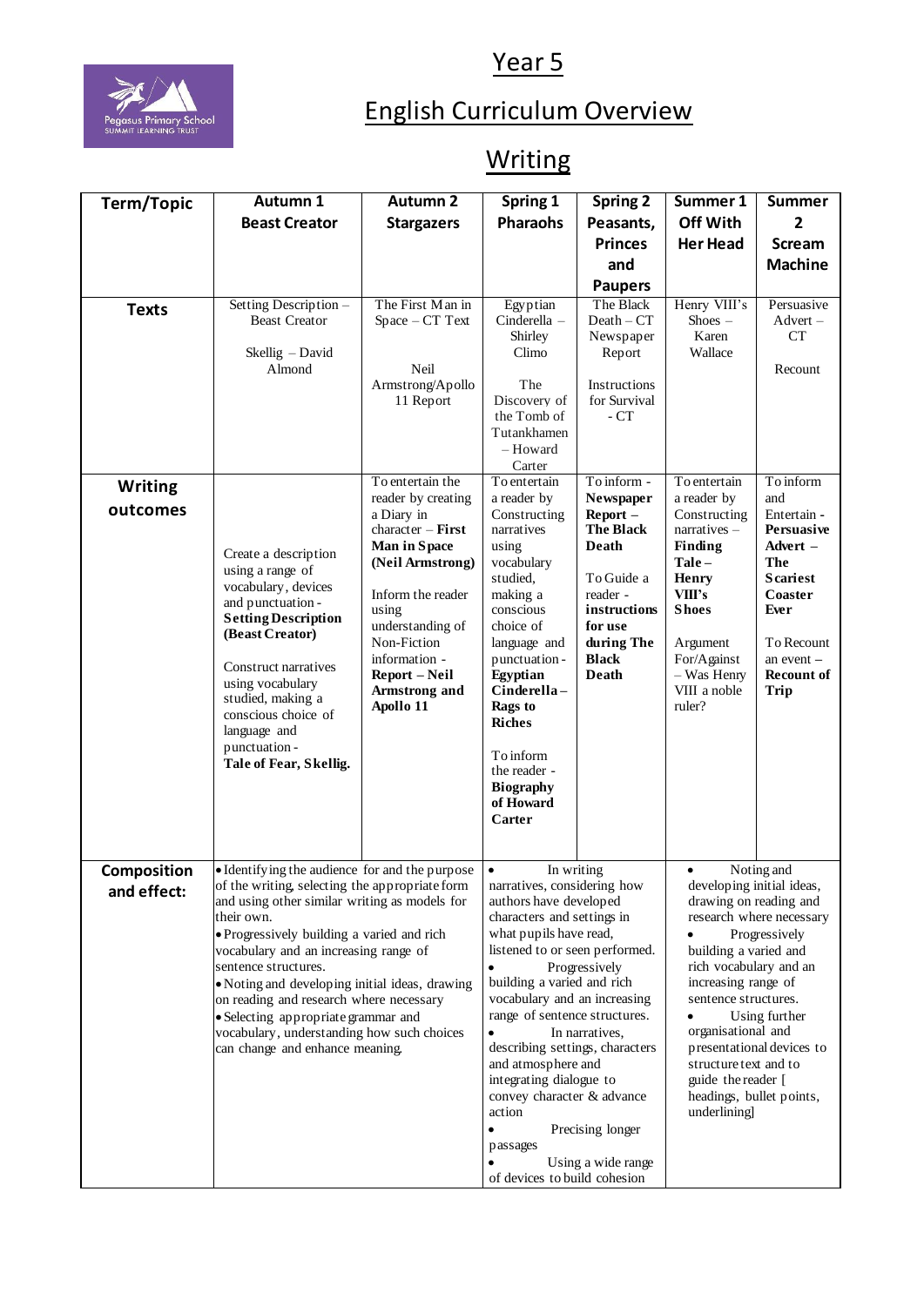# Year 5

# English Curriculum Overview

## Writing

| Term/Topic | Autumn 1 Beast Creator | Autumn 2 Stargazers | Spring 1 Pharaohs | Spring 2 Peasants, Princes and Paupers | Summer 1 Off With Her Head | Summer 2 Scream Machine |
|---|---|---|---|---|---|---|
| **Texts** | Setting Description – Beast Creator<br><br>Skellig – David Almond | The First Man in Space – CT Text<br><br>Neil Armstrong/Apollo 11 Report | Egyptian Cinderella – Shirley Climo<br><br>The Discovery of the Tomb of Tutankhamen – Howard Carter | The Black Death – CT Newspaper Report<br><br>Instructions for Survival - CT | Henry VIII's Shoes – Karen Wallace | Persuasive Advert – CT<br><br>Recount |
| **Writing outcomes** | Create a description using a range of vocabulary, devices and punctuation - **Setting Description (Beast Creator)**<br><br>Construct narratives using vocabulary studied, making a conscious choice of language and punctuation - **Tale of Fear, Skellig.** | To entertain the reader by creating a Diary in character – **First Man in Space (Neil Armstrong)**<br><br>Inform the reader using understanding of Non-Fiction information - **Report – Neil Armstrong and Apollo 11** | To entertain a reader by Constructing narratives using vocabulary studied, making a conscious choice of language and punctuation - **Egyptian Cinderella – Rags to Riches**<br><br>To inform the reader - **Biography of Howard Carter** | To inform - **Newspaper Report – The Black Death**<br><br>To Guide a reader - **instructions for use during The Black Death** | To entertain a reader by Constructing narratives – **Finding Tale – Henry VIII's Shoes**<br><br>Argument For/Against – Was Henry VIII a noble ruler? | To inform and Entertain - **Persuasive Advert – The Scariest Coaster Ever**<br><br>To Recount an event – **Recount of Trip** |
| **Composition and effect:** | • Identifying the audience for and the purpose of the writing, selecting the appropriate form and using other similar writing as models for their own.<br>• Progressively building a varied and rich vocabulary and an increasing range of sentence structures.<br>• Noting and developing initial ideas, drawing on reading and research where necessary<br>• Selecting appropriate grammar and vocabulary, understanding how such choices can change and enhance meaning. | | • In writing narratives, considering how authors have developed characters and settings in what pupils have read, listened to or seen performed.<br>• Progressively building a varied and rich vocabulary and an increasing range of sentence structures.<br>• In narratives, describing settings, characters and atmosphere and integrating dialogue to convey character & advance action<br>• Precising longer passages<br>• Using a wide range of devices to build cohesion | | • Noting and developing initial ideas, drawing on reading and research where necessary<br>• Progressively building a varied and rich vocabulary and an increasing range of sentence structures.<br>• Using further organisational and presentational devices to structure text and to guide the reader [ headings, bullet points, underlining] | |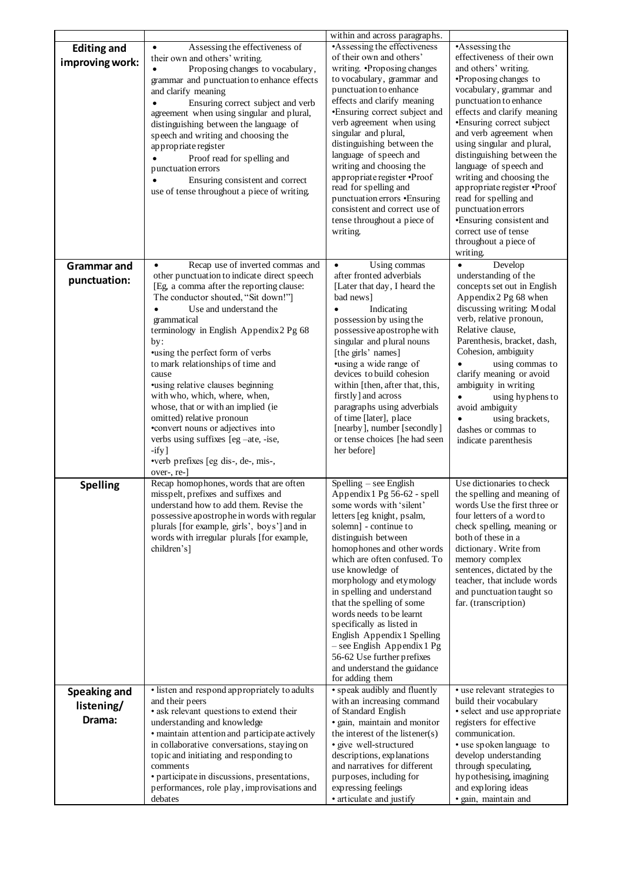| | | | |
|---|---|---|---|
| | | within and across paragraphs. | |
| **Editing and improving work:** | • Assessing the effectiveness of their own and others' writing. • Proposing changes to vocabulary, grammar and punctuation to enhance effects and clarify meaning • Ensuring correct subject and verb agreement when using singular and plural, distinguishing between the language of speech and writing and choosing the appropriate register • Proof read for spelling and punctuation errors • Ensuring consistent and correct use of tense throughout a piece of writing. | •Assessing the effectiveness of their own and others' writing. •Proposing changes to vocabulary, grammar and punctuation to enhance effects and clarify meaning •Ensuring correct subject and verb agreement when using singular and plural, distinguishing between the language of speech and writing and choosing the appropriate register •Proof read for spelling and punctuation errors •Ensuring consistent and correct use of tense throughout a piece of writing. | •Assessing the effectiveness of their own and others' writing. •Proposing changes to vocabulary, grammar and punctuation to enhance effects and clarify meaning •Ensuring correct subject and verb agreement when using singular and plural, distinguishing between the language of speech and writing and choosing the appropriate register •Proof read for spelling and punctuation errors •Ensuring consistent and correct use of tense throughout a piece of writing. |
| **Grammar and punctuation:** | • Recap use of inverted commas and other punctuation to indicate direct speech [Eg, a comma after the reporting clause: The conductor shouted, "Sit down!"] • Use and understand the grammatical terminology in English Appendix2 Pg 68 by: •using the perfect form of verbs to mark relationships of time and cause •using relative clauses beginning with who, which, where, when, whose, that or with an implied (ie omitted) relative pronoun •convert nouns or adjectives into verbs using suffixes [eg –ate, -ise, -ify] •verb prefixes [eg dis-, de-, mis-, over-, re-] | • Using commas after fronted adverbials [Later that day, I heard the bad news] • Indicating possession by using the possessive apostrophe with singular and plural nouns [the girls' names] •using a wide range of devices to build cohesion within [then, after that, this, firstly] and across paragraphs using adverbials of time [later], place [nearby], number [secondly] or tense choices [he had seen her before] | • Develop understanding of the concepts set out in English Appendix2 Pg 68 when discussing writing: Modal verb, relative pronoun, Relative clause, Parenthesis, bracket, dash, Cohesion, ambiguity • using commas to clarify meaning or avoid ambiguity in writing • using hyphens to avoid ambiguity • using brackets, dashes or commas to indicate parenthesis |
| **Spelling** | Recap homophones, words that are often misspelt, prefixes and suffixes and understand how to add them. Revise the possessive apostrophe in words with regular plurals [for example, girls', boys'] and in words with irregular plurals [for example, children's] | Spelling – see English Appendix1 Pg 56-62 - spell some words with 'silent' letters [eg knight, psalm, solemn] - continue to distinguish between homophones and other words which are often confused. To use knowledge of morphology and etymology in spelling and understand that the spelling of some words needs to be learnt specifically as listed in English Appendix1 Spelling – see English Appendix1 Pg 56-62 Use further prefixes and understand the guidance for adding them | Use dictionaries to check the spelling and meaning of words Use the first three or four letters of a word to check spelling, meaning or both of these in a dictionary. Write from memory complex sentences, dictated by the teacher, that include words and punctuation taught so far. (transcription) |
| **Speaking and listening/ Drama:** | • listen and respond appropriately to adults and their peers • ask relevant questions to extend their understanding and knowledge • maintain attention and participate actively in collaborative conversations, staying on topic and initiating and responding to comments • participate in discussions, presentations, performances, role play, improvisations and debates | • speak audibly and fluently with an increasing command of Standard English • gain, maintain and monitor the interest of the listener(s) • give well-structured descriptions, explanations and narratives for different purposes, including for expressing feelings • articulate and justify | • use relevant strategies to build their vocabulary • select and use appropriate registers for effective communication. • use spoken language to develop understanding through speculating, hypothesising, imagining and exploring ideas • gain, maintain and |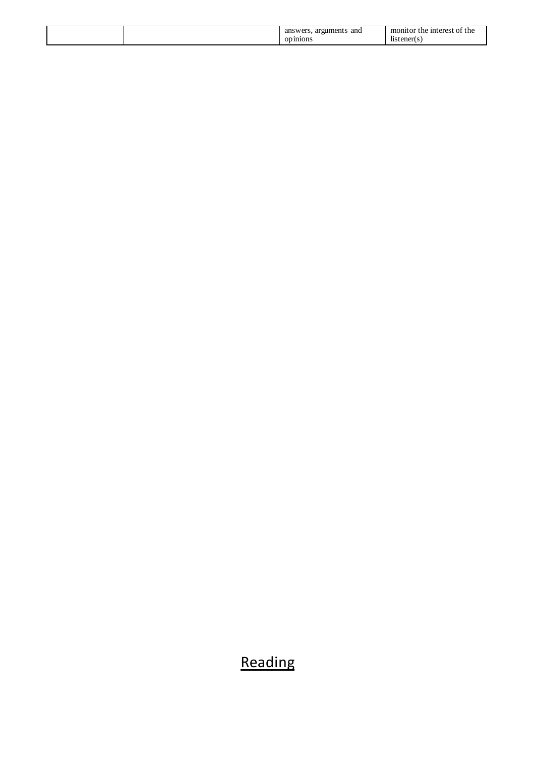| | | answers, arguments and opinions | monitor the interest of the listener(s) |
|---|---|---|---|

## Reading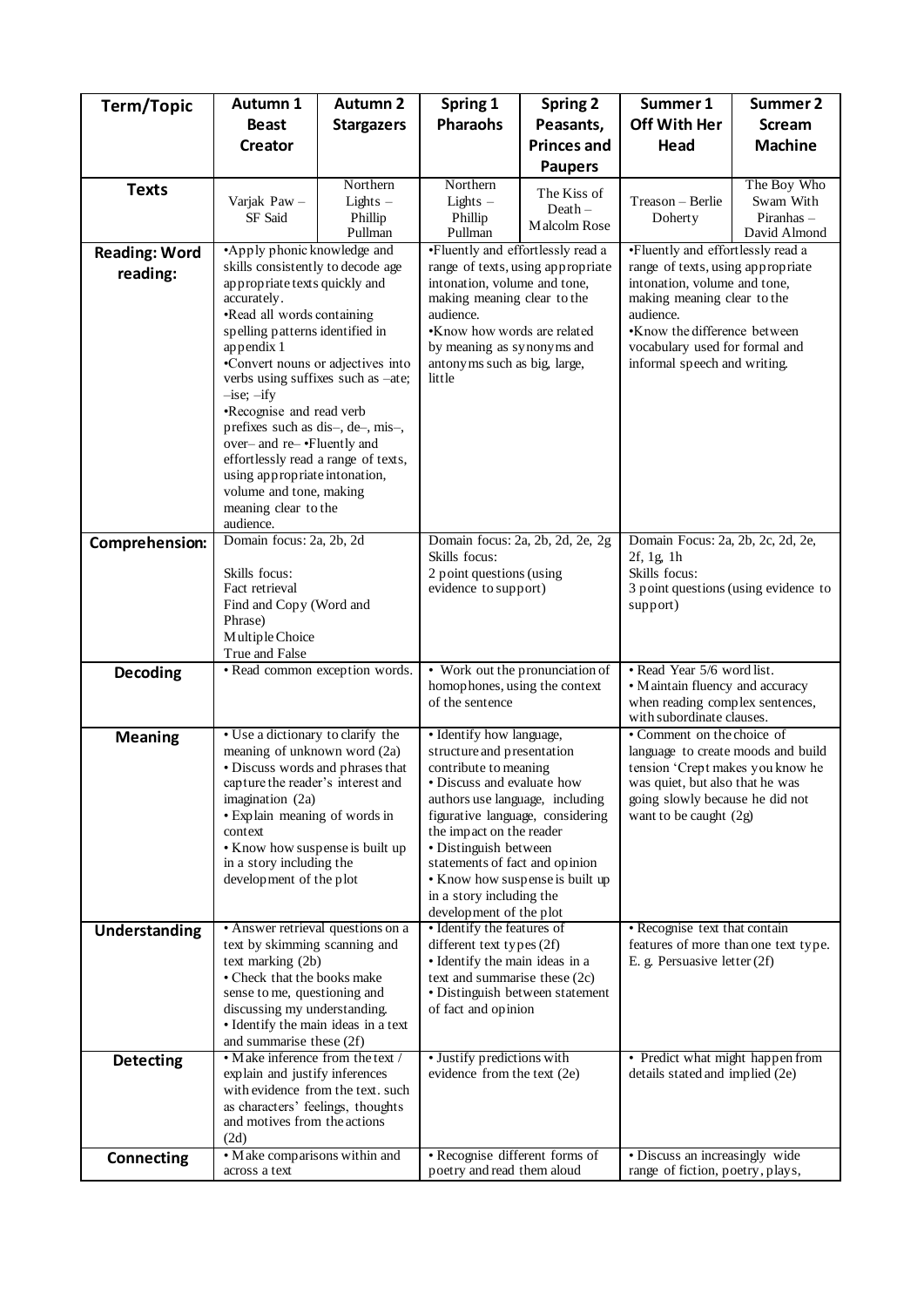| Term/Topic | Autumn 1 Beast Creator | Autumn 2 Stargazers | Spring 1 Pharaohs | Spring 2 Peasants, Princes and Paupers | Summer 1 Off With Her Head | Summer 2 Scream Machine |
|---|---|---|---|---|---|---|
| **Texts** | Varjak Paw – SF Said | Northern Lights – Phillip Pullman | Northern Lights – Phillip Pullman | The Kiss of Death – Malcolm Rose | Treason – Berlie Doherty | The Boy Who Swam With Piranhas – David Almond |
| **Reading: Word reading:** | •Apply phonic knowledge and skills consistently to decode age appropriate texts quickly and accurately.<br>•Read all words containing spelling patterns identified in appendix 1<br>•Convert nouns or adjectives into verbs using suffixes such as –ate; –ise; –ify<br>•Recognise and read verb prefixes such as dis–, de–, mis–, over– and re– •Fluently and effortlessly read a range of texts, using appropriate intonation, volume and tone, making meaning clear to the audience. | | •Fluently and effortlessly read a range of texts, using appropriate intonation, volume and tone, making meaning clear to the audience.<br>•Know how words are related by meaning as synonyms and antonyms such as big, large, little | | •Fluently and effortlessly read a range of texts, using appropriate intonation, volume and tone, making meaning clear to the audience.<br>•Know the difference between vocabulary used for formal and informal speech and writing. | |
| **Comprehension:** | Domain focus: 2a, 2b, 2d<br><br>Skills focus:<br>Fact retrieval<br>Find and Copy (Word and Phrase)<br>Multiple Choice<br>True and False | | Domain focus: 2a, 2b, 2d, 2e, 2g<br>Skills focus:<br>2 point questions (using evidence to support) | | Domain Focus: 2a, 2b, 2c, 2d, 2e, 2f, 1g, 1h<br>Skills focus:<br>3 point questions (using evidence to support) | |
| **Decoding** | • Read common exception words. | | • Work out the pronunciation of homophones, using the context of the sentence | | • Read Year 5/6 word list.<br>• Maintain fluency and accuracy when reading complex sentences, with subordinate clauses. | |
| **Meaning** | • Use a dictionary to clarify the meaning of unknown word (2a)<br>• Discuss words and phrases that capture the reader's interest and imagination (2a)<br>• Explain meaning of words in context<br>• Know how suspense is built up in a story including the development of the plot | | • Identify how language, structure and presentation contribute to meaning<br>• Discuss and evaluate how authors use language, including figurative language, considering the impact on the reader<br>• Distinguish between statements of fact and opinion<br>• Know how suspense is built up in a story including the development of the plot | | • Comment on the choice of language to create moods and build tension 'Crept makes you know he was quiet, but also that he was going slowly because he did not want to be caught (2g) | |
| **Understanding** | • Answer retrieval questions on a text by skimming scanning and text marking (2b)<br>• Check that the books make sense to me, questioning and discussing my understanding.<br>• Identify the main ideas in a text and summarise these (2f) | | • Identify the features of different text types (2f)<br>• Identify the main ideas in a text and summarise these (2c)<br>• Distinguish between statement of fact and opinion | | • Recognise text that contain features of more than one text type. E. g. Persuasive letter (2f) | |
| **Detecting** | • Make inference from the text / explain and justify inferences with evidence from the text. such as characters' feelings, thoughts and motives from the actions (2d) | | • Justify predictions with evidence from the text (2e) | | • Predict what might happen from details stated and implied (2e) | |
| **Connecting** | • Make comparisons within and across a text | | • Recognise different forms of poetry and read them aloud | | • Discuss an increasingly wide range of fiction, poetry, plays, | |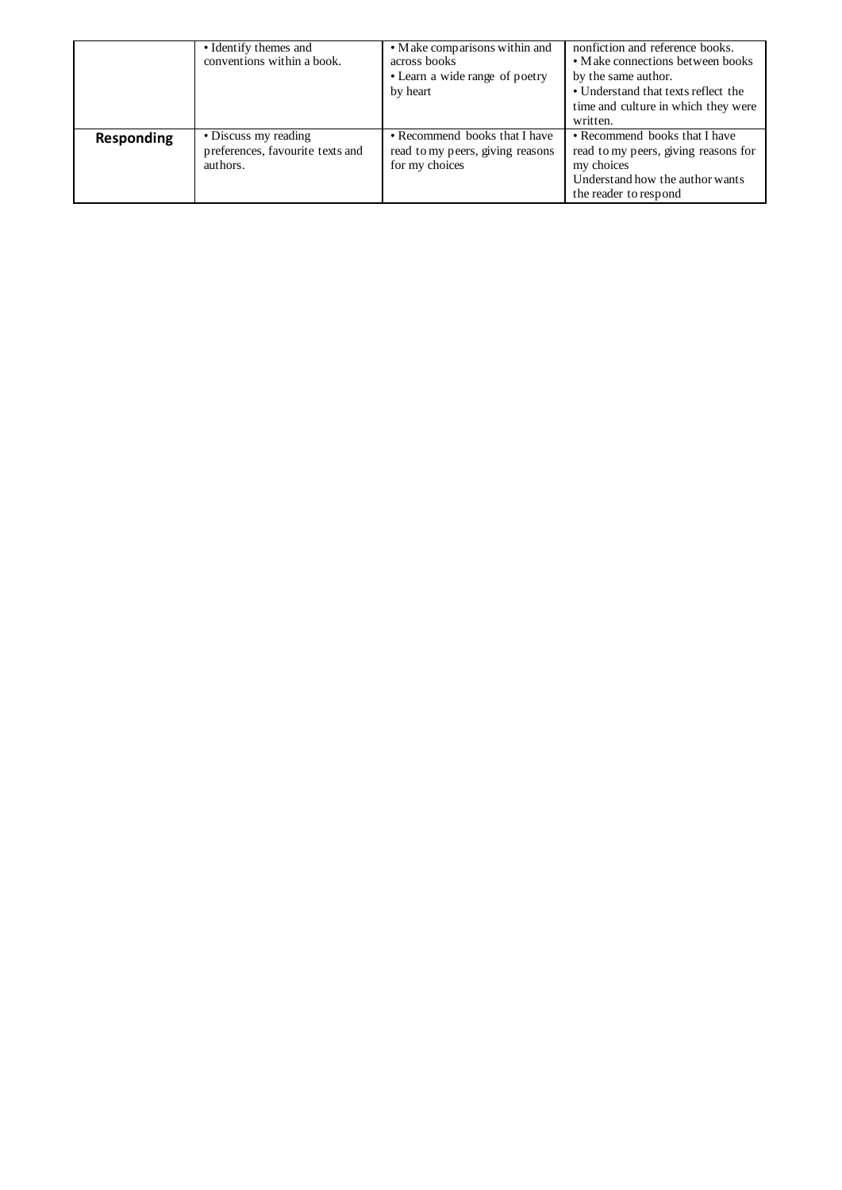| | | | |
|---|---|---|---|
| | • Identify themes and conventions within a book. | • Make comparisons within and across books<br>• Learn a wide range of poetry by heart | nonfiction and reference books.<br>• Make connections between books by the same author.<br>• Understand that texts reflect the time and culture in which they were written. |
| **Responding** | • Discuss my reading preferences, favourite texts and authors. | • Recommend books that I have read to my peers, giving reasons for my choices | • Recommend books that I have read to my peers, giving reasons for my choices<br>Understand how the author wants the reader to respond |